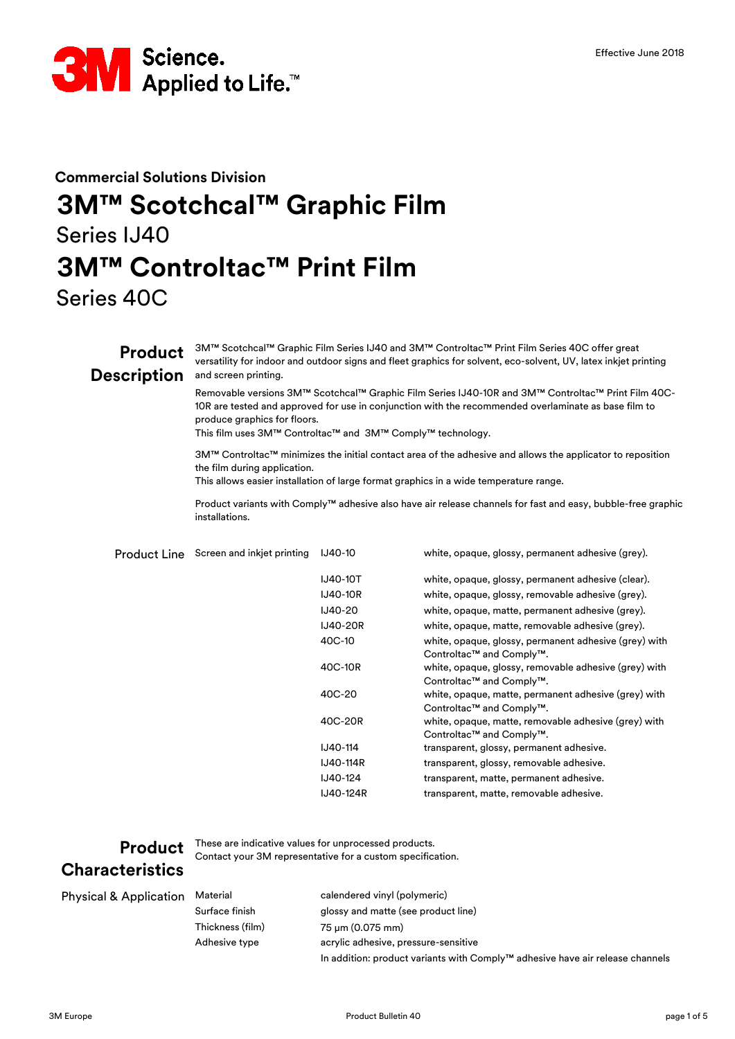Effective June 2018

**Commercial Solutions Division**

# 3M™ Scotchcal™ Graphic Film

## Series IJ40

# 3M™ Controltac™ Print Film

## Series 40C

## Product Description

3M™ Scotchcal™ Graphic Film Series IJ40 and 3M™ Controltac™ Print Film Series 40C offer great versatility for indoor and outdoor signs and fleet graphics for solvent, eco-solvent, UV, latex inkjet printing and screen printing.

Removable versions 3M™ Scotchcal™ Graphic Film Series IJ40-10R and 3M™ Controltac™ Print Film 40C-10R are tested and approved for use in conjunction with the recommended overlaminate as base film to produce graphics for floors.
This film uses 3M™ Controltac™ and 3M™ Comply™ technology.

3M™ Controltac™ minimizes the initial contact area of the adhesive and allows the applicator to reposition the film during application.
This allows easier installation of large format graphics in a wide temperature range.

Product variants with Comply™ adhesive also have air release channels for fast and easy, bubble-free graphic installations.

### Product Line

| Application | Product | Description |
|---|---|---|
| Screen and inkjet printing | IJ40-10 | white, opaque, glossy, permanent adhesive (grey). |
| | IJ40-10T | white, opaque, glossy, permanent adhesive (clear). |
| | IJ40-10R | white, opaque, glossy, removable adhesive (grey). |
| | IJ40-20 | white, opaque, matte, permanent adhesive (grey). |
| | IJ40-20R | white, opaque, matte, removable adhesive (grey). |
| | 40C-10 | white, opaque, glossy, permanent adhesive (grey) with Controltac™ and Comply™. |
| | 40C-10R | white, opaque, glossy, removable adhesive (grey) with Controltac™ and Comply™. |
| | 40C-20 | white, opaque, matte, permanent adhesive (grey) with Controltac™ and Comply™. |
| | 40C-20R | white, opaque, matte, removable adhesive (grey) with Controltac™ and Comply™. |
| | IJ40-114 | transparent, glossy, permanent adhesive. |
| | IJ40-114R | transparent, glossy, removable adhesive. |
| | IJ40-124 | transparent, matte, permanent adhesive. |
| | IJ40-124R | transparent, matte, removable adhesive. |

## Product Characteristics

These are indicative values for unprocessed products.
Contact your 3M representative for a custom specification.

### Physical & Application

| Property | Value |
|---|---|
| Material | calendered vinyl (polymeric) |
| Surface finish | glossy and matte (see product line) |
| Thickness (film) | 75 µm (0.075 mm) |
| Adhesive type | acrylic adhesive, pressure-sensitive<br>In addition: product variants with Comply™ adhesive have air release channels |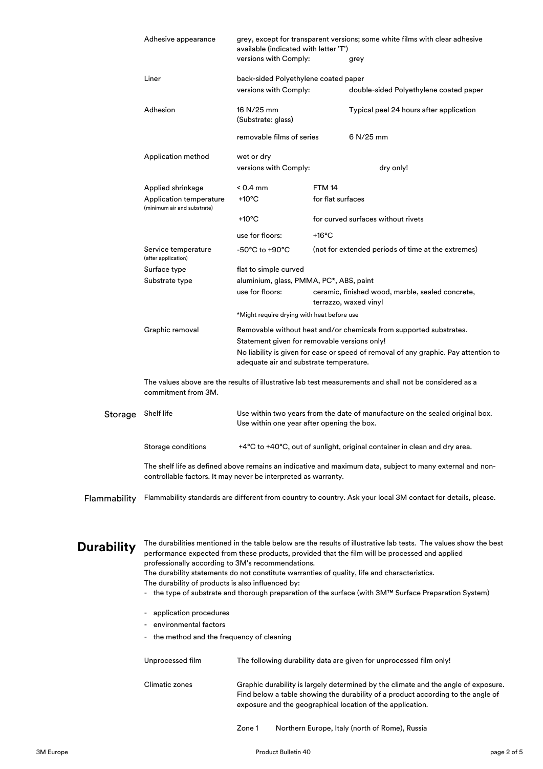| | | |
|---|---|---|
| Adhesive appearance | grey, except for transparent versions; some white films with clear adhesive available (indicated with letter 'T') | |
| | versions with Comply: | grey |
| Liner | back-sided Polyethylene coated paper | |
| | versions with Comply: | double-sided Polyethylene coated paper |
| Adhesion | 16 N/25 mm (Substrate: glass) | Typical peel 24 hours after application |
| | removable films of series | 6 N/25 mm |
| Application method | wet or dry | |
| | versions with Comply: | dry only! |
| Applied shrinkage | < 0.4 mm | FTM 14 |
| Application temperature (minimum air and substrate) | +10°C | for flat surfaces |
| | +10°C | for curved surfaces without rivets |
| | use for floors: | +16°C |
| Service temperature (after application) | -50°C to +90°C | (not for extended periods of time at the extremes) |
| Surface type | flat to simple curved | |
| Substrate type | aluminium, glass, PMMA, PC*, ABS, paint | |
| | use for floors: | ceramic, finished wood, marble, sealed concrete, terrazzo, waxed vinyl |
| | *Might require drying with heat before use | |
| Graphic removal | Removable without heat and/or chemicals from supported substrates. Statement given for removable versions only! No liability is given for ease or speed of removal of any graphic. Pay attention to adequate air and substrate temperature. | |

The values above are the results of illustrative lab test measurements and shall not be considered as a commitment from 3M.

## Storage

| | |
|---|---|
| Shelf life | Use within two years from the date of manufacture on the sealed original box. Use within one year after opening the box. |
| Storage conditions | +4°C to +40°C, out of sunlight, original container in clean and dry area. |

The shelf life as defined above remains an indicative and maximum data, subject to many external and non-controllable factors. It may never be interpreted as warranty.

## Flammability

Flammability standards are different from country to country. Ask your local 3M contact for details, please.

# Durability

The durabilities mentioned in the table below are the results of illustrative lab tests. The values show the best performance expected from these products, provided that the film will be processed and applied professionally according to 3M's recommendations.
The durability statements do not constitute warranties of quality, life and characteristics.
The durability of products is also influenced by:

- the type of substrate and thorough preparation of the surface (with 3M™ Surface Preparation System)
- application procedures
- environmental factors
- the method and the frequency of cleaning

| | |
|---|---|
| Unprocessed film | The following durability data are given for unprocessed film only! |
| Climatic zones | Graphic durability is largely determined by the climate and the angle of exposure. Find below a table showing the durability of a product according to the angle of exposure and the geographical location of the application. |

Zone 1 Northern Europe, Italy (north of Rome), Russia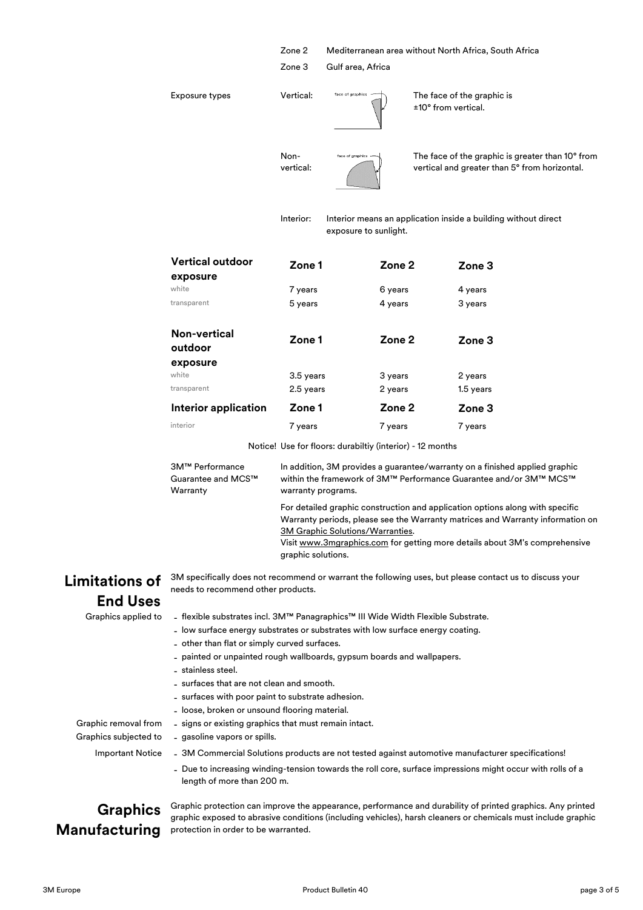| | | |
|---|---|---|
| | Zone 2 | Mediterranean area without North Africa, South Africa |
| | Zone 3 | Gulf area, Africa |
| Exposure types | Vertical: | The face of the graphic is ±10° from vertical. |
| | Non-vertical: | The face of the graphic is greater than 10° from vertical and greater than 5° from horizontal. |
| | Interior: | Interior means an application inside a building without direct exposure to sunlight. |

| **Vertical outdoor exposure** | **Zone 1** | **Zone 2** | **Zone 3** |
|---|---|---|---|
| white | 7 years | 6 years | 4 years |
| transparent | 5 years | 4 years | 3 years |
| **Non-vertical outdoor exposure** | **Zone 1** | **Zone 2** | **Zone 3** |
| white | 3.5 years | 3 years | 2 years |
| transparent | 2.5 years | 2 years | 1.5 years |
| **Interior application** | **Zone 1** | **Zone 2** | **Zone 3** |
| interior | 7 years | 7 years | 7 years |

Notice! Use for floors: durabiltiy (interior) - 12 months

**3M™ Performance Guarantee and MCS™ Warranty**

In addition, 3M provides a guarantee/warranty on a finished applied graphic within the framework of 3M™ Performance Guarantee and/or 3M™ MCS™ warranty programs.

For detailed graphic construction and application options along with specific Warranty periods, please see the Warranty matrices and Warranty information on 3M Graphic Solutions/Warranties.
Visit www.3mgraphics.com for getting more details about 3M's comprehensive graphic solutions.

## Limitations of End Uses

3M specifically does not recommend or warrant the following uses, but please contact us to discuss your needs to recommend other products.

**Graphics applied to**

- flexible substrates incl. 3M™ Panagraphics™ III Wide Width Flexible Substrate.
- low surface energy substrates or substrates with low surface energy coating.
- other than flat or simply curved surfaces.
- painted or unpainted rough wallboards, gypsum boards and wallpapers.
- stainless steel.
- surfaces that are not clean and smooth.
- surfaces with poor paint to substrate adhesion.
- loose, broken or unsound flooring material.

**Graphic removal from**

- signs or existing graphics that must remain intact.

**Graphics subjected to**

- gasoline vapors or spills.

**Important Notice**

- 3M Commercial Solutions products are not tested against automotive manufacturer specifications!
- Due to increasing winding-tension towards the roll core, surface impressions might occur with rolls of a length of more than 200 m.

## Graphics Manufacturing

Graphic protection can improve the appearance, performance and durability of printed graphics. Any printed graphic exposed to abrasive conditions (including vehicles), harsh cleaners or chemicals must include graphic protection in order to be warranted.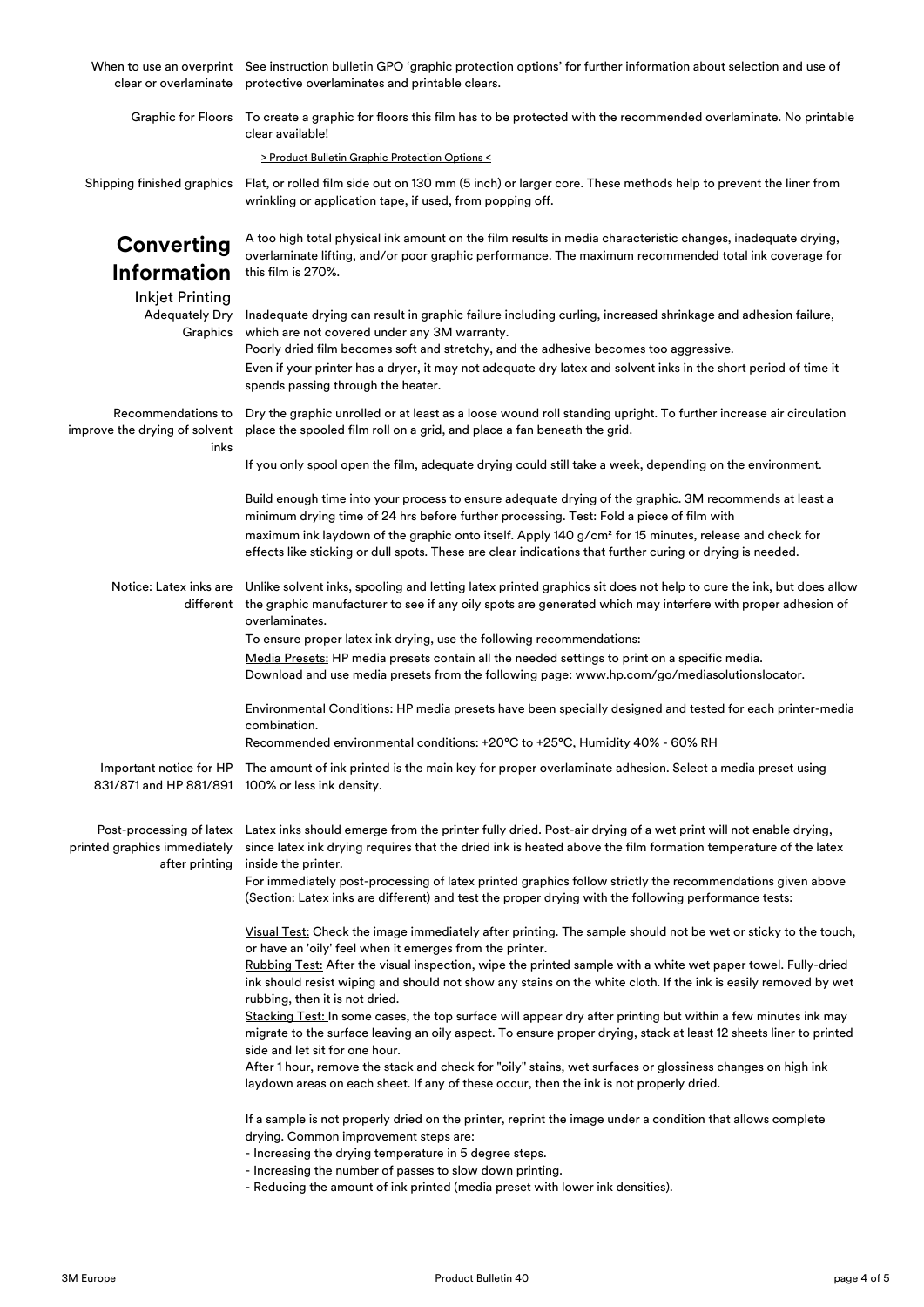**When to use an overprint clear or overlaminate**

See instruction bulletin GPO 'graphic protection options' for further information about selection and use of protective overlaminates and printable clears.

**Graphic for Floors**

To create a graphic for floors this film has to be protected with the recommended overlaminate. No printable clear available!

> Product Bulletin Graphic Protection Options <

**Shipping finished graphics**

Flat, or rolled film side out on 130 mm (5 inch) or larger core. These methods help to prevent the liner from wrinkling or application tape, if used, from popping off.

# Converting Information

A too high total physical ink amount on the film results in media characteristic changes, inadequate drying, overlaminate lifting, and/or poor graphic performance. The maximum recommended total ink coverage for this film is 270%.

## Inkjet Printing

**Adequately Dry Graphics**

Inadequate drying can result in graphic failure including curling, increased shrinkage and adhesion failure, which are not covered under any 3M warranty.

Poorly dried film becomes soft and stretchy, and the adhesive becomes too aggressive.

Even if your printer has a dryer, it may not adequate dry latex and solvent inks in the short period of time it spends passing through the heater.

**Recommendations to improve the drying of solvent inks**

Dry the graphic unrolled or at least as a loose wound roll standing upright. To further increase air circulation place the spooled film roll on a grid, and place a fan beneath the grid.

If you only spool open the film, adequate drying could still take a week, depending on the environment.

Build enough time into your process to ensure adequate drying of the graphic. 3M recommends at least a minimum drying time of 24 hrs before further processing. Test: Fold a piece of film with maximum ink laydown of the graphic onto itself. Apply 140 g/cm² for 15 minutes, release and check for effects like sticking or dull spots. These are clear indications that further curing or drying is needed.

**Notice: Latex inks are different**

Unlike solvent inks, spooling and letting latex printed graphics sit does not help to cure the ink, but does allow the graphic manufacturer to see if any oily spots are generated which may interfere with proper adhesion of overlaminates.

To ensure proper latex ink drying, use the following recommendations:

Media Presets: HP media presets contain all the needed settings to print on a specific media.
Download and use media presets from the following page: www.hp.com/go/mediasolutionslocator.

Environmental Conditions: HP media presets have been specially designed and tested for each printer-media combination.
Recommended environmental conditions: +20°C to +25°C, Humidity 40% - 60% RH

**Important notice for HP 831/871 and HP 881/891**

The amount of ink printed is the main key for proper overlaminate adhesion. Select a media preset using 100% or less ink density.

**Post-processing of latex printed graphics immediately after printing**

Latex inks should emerge from the printer fully dried. Post-air drying of a wet print will not enable drying, since latex ink drying requires that the dried ink is heated above the film formation temperature of the latex inside the printer.

For immediately post-processing of latex printed graphics follow strictly the recommendations given above (Section: Latex inks are different) and test the proper drying with the following performance tests:

Visual Test: Check the image immediately after printing. The sample should not be wet or sticky to the touch, or have an 'oily' feel when it emerges from the printer.

Rubbing Test: After the visual inspection, wipe the printed sample with a white wet paper towel. Fully-dried ink should resist wiping and should not show any stains on the white cloth. If the ink is easily removed by wet rubbing, then it is not dried.

Stacking Test: In some cases, the top surface will appear dry after printing but within a few minutes ink may migrate to the surface leaving an oily aspect. To ensure proper drying, stack at least 12 sheets liner to printed side and let sit for one hour.

After 1 hour, remove the stack and check for "oily" stains, wet surfaces or glossiness changes on high ink laydown areas on each sheet. If any of these occur, then the ink is not properly dried.

If a sample is not properly dried on the printer, reprint the image under a condition that allows complete drying. Common improvement steps are:

- Increasing the drying temperature in 5 degree steps.
- Increasing the number of passes to slow down printing.
- Reducing the amount of ink printed (media preset with lower ink densities).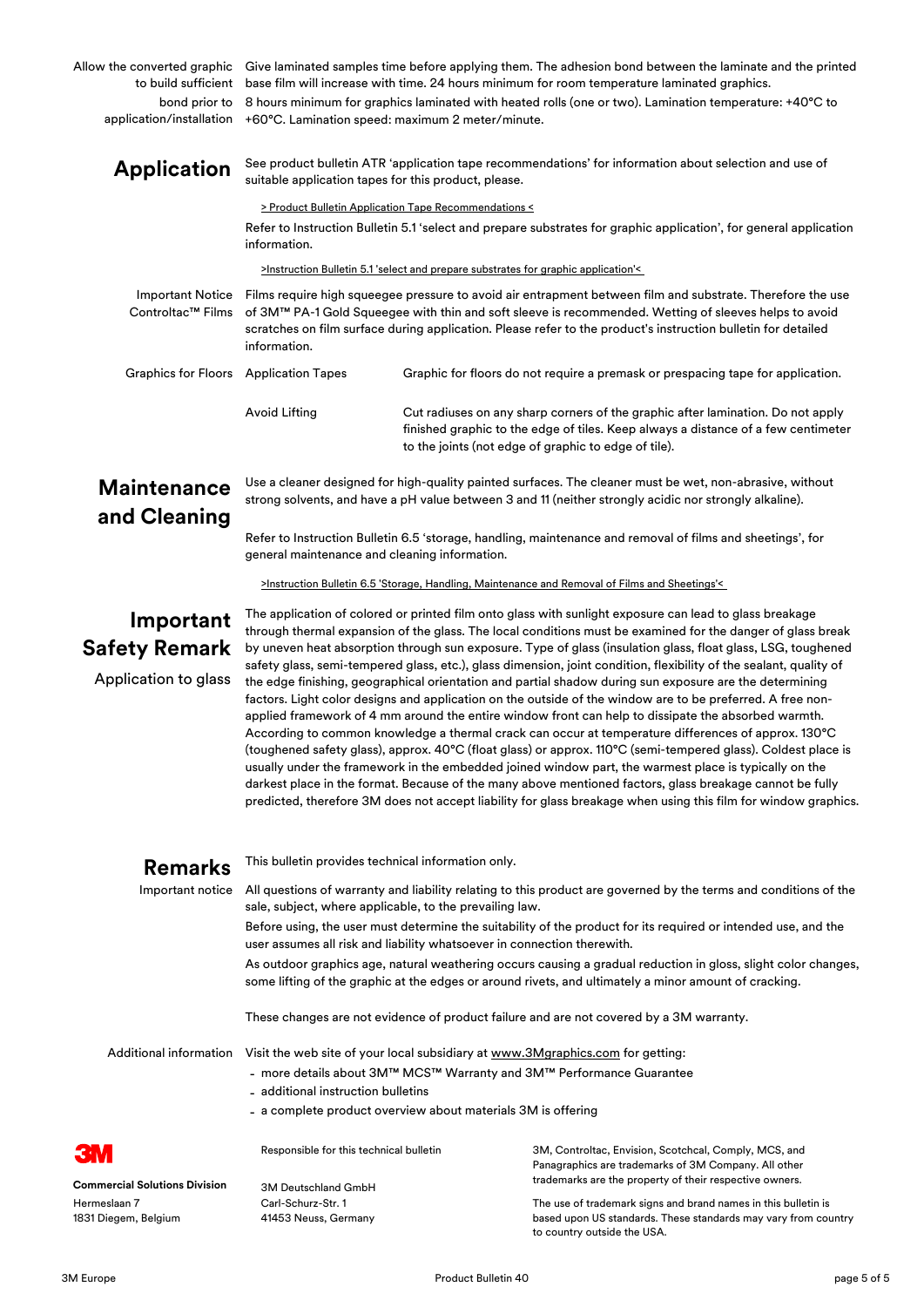**Allow the converted graphic to build sufficient bond prior to application/installation**

Give laminated samples time before applying them. The adhesion bond between the laminate and the printed base film will increase with time. 24 hours minimum for room temperature laminated graphics.

8 hours minimum for graphics laminated with heated rolls (one or two). Lamination temperature: +40°C to +60°C. Lamination speed: maximum 2 meter/minute.

## Application

See product bulletin ATR 'application tape recommendations' for information about selection and use of suitable application tapes for this product, please.

> Product Bulletin Application Tape Recommendations <

Refer to Instruction Bulletin 5.1 'select and prepare substrates for graphic application', for general application information.

>Instruction Bulletin 5.1 'select and prepare substrates for graphic application'<

**Important Notice Controltac™ Films**

Films require high squeegee pressure to avoid air entrapment between film and substrate. Therefore the use of 3M™ PA-1 Gold Squeegee with thin and soft sleeve is recommended. Wetting of sleeves helps to avoid scratches on film surface during application. Please refer to the product's instruction bulletin for detailed information.

**Graphics for Floors**

| | |
|---|---|
| Application Tapes | Graphic for floors do not require a premask or prespacing tape for application. |
| Avoid Lifting | Cut radiuses on any sharp corners of the graphic after lamination. Do not apply finished graphic to the edge of tiles. Keep always a distance of a few centimeter to the joints (not edge of graphic to edge of tile). |

## Maintenance and Cleaning

Use a cleaner designed for high-quality painted surfaces. The cleaner must be wet, non-abrasive, without strong solvents, and have a pH value between 3 and 11 (neither strongly acidic nor strongly alkaline).

Refer to Instruction Bulletin 6.5 'storage, handling, maintenance and removal of films and sheetings', for general maintenance and cleaning information.

>Instruction Bulletin 6.5 'Storage, Handling, Maintenance and Removal of Films and Sheetings'<

## Important Safety Remark

**Application to glass**

The application of colored or printed film onto glass with sunlight exposure can lead to glass breakage through thermal expansion of the glass. The local conditions must be examined for the danger of glass break by uneven heat absorption through sun exposure. Type of glass (insulation glass, float glass, LSG, toughened safety glass, semi-tempered glass, etc.), glass dimension, joint condition, flexibility of the sealant, quality of the edge finishing, geographical orientation and partial shadow during sun exposure are the determining factors. Light color designs and application on the outside of the window are to be preferred. A free non-applied framework of 4 mm around the entire window front can help to dissipate the absorbed warmth. According to common knowledge a thermal crack can occur at temperature differences of approx. 130°C (toughened safety glass), approx. 40°C (float glass) or approx. 110°C (semi-tempered glass). Coldest place is usually under the framework in the embedded joined window part, the warmest place is typically on the darkest place in the format. Because of the many above mentioned factors, glass breakage cannot be fully predicted, therefore 3M does not accept liability for glass breakage when using this film for window graphics.

## Remarks

This bulletin provides technical information only.

**Important notice**

All questions of warranty and liability relating to this product are governed by the terms and conditions of the sale, subject, where applicable, to the prevailing law.

Before using, the user must determine the suitability of the product for its required or intended use, and the user assumes all risk and liability whatsoever in connection therewith.

As outdoor graphics age, natural weathering occurs causing a gradual reduction in gloss, slight color changes, some lifting of the graphic at the edges or around rivets, and ultimately a minor amount of cracking.

These changes are not evidence of product failure and are not covered by a 3M warranty.

**Additional information**

Visit the web site of your local subsidiary at www.3Mgraphics.com for getting:

- more details about 3M™ MCS™ Warranty and 3M™ Performance Guarantee
- additional instruction bulletins
- a complete product overview about materials 3M is offering

3M

**Commercial Solutions Division**
Hermeslaan 7
1831 Diegem, Belgium

Responsible for this technical bulletin

3M Deutschland GmbH
Carl-Schurz-Str. 1
41453 Neuss, Germany

3M, Controltac, Envision, Scotchcal, Comply, MCS, and Panagraphics are trademarks of 3M Company. All other trademarks are the property of their respective owners.

The use of trademark signs and brand names in this bulletin is based upon US standards. These standards may vary from country to country outside the USA.